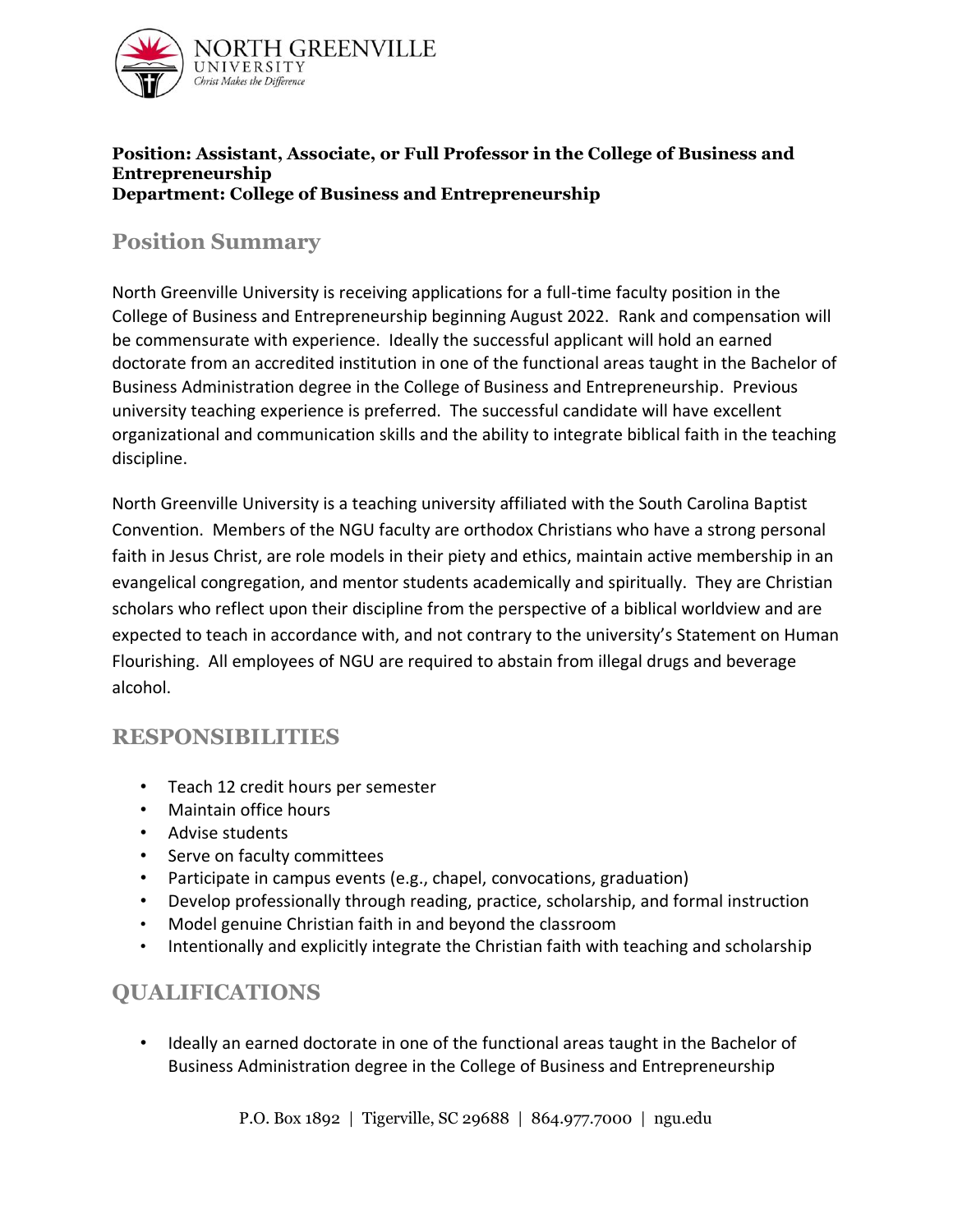**Position: Assistant, Associate, or Full Professor in the College of Business and Entrepreneurship**
**Department: College of Business and Entrepreneurship**

## Position Summary

North Greenville University is receiving applications for a full-time faculty position in the College of Business and Entrepreneurship beginning August 2022. Rank and compensation will be commensurate with experience. Ideally the successful applicant will hold an earned doctorate from an accredited institution in one of the functional areas taught in the Bachelor of Business Administration degree in the College of Business and Entrepreneurship. Previous university teaching experience is preferred. The successful candidate will have excellent organizational and communication skills and the ability to integrate biblical faith in the teaching discipline.

North Greenville University is a teaching university affiliated with the South Carolina Baptist Convention. Members of the NGU faculty are orthodox Christians who have a strong personal faith in Jesus Christ, are role models in their piety and ethics, maintain active membership in an evangelical congregation, and mentor students academically and spiritually. They are Christian scholars who reflect upon their discipline from the perspective of a biblical worldview and are expected to teach in accordance with, and not contrary to the university's Statement on Human Flourishing. All employees of NGU are required to abstain from illegal drugs and beverage alcohol.

## RESPONSIBILITIES

- Teach 12 credit hours per semester
- Maintain office hours
- Advise students
- Serve on faculty committees
- Participate in campus events (e.g., chapel, convocations, graduation)
- Develop professionally through reading, practice, scholarship, and formal instruction
- Model genuine Christian faith in and beyond the classroom
- Intentionally and explicitly integrate the Christian faith with teaching and scholarship

## QUALIFICATIONS

- Ideally an earned doctorate in one of the functional areas taught in the Bachelor of Business Administration degree in the College of Business and Entrepreneurship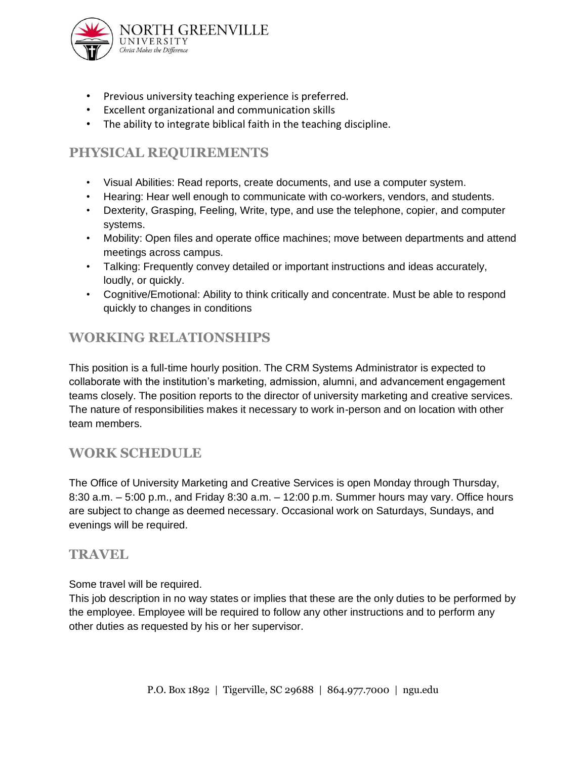- Previous university teaching experience is preferred.
- Excellent organizational and communication skills
- The ability to integrate biblical faith in the teaching discipline.

## PHYSICAL REQUIREMENTS

- Visual Abilities: Read reports, create documents, and use a computer system.
- Hearing: Hear well enough to communicate with co-workers, vendors, and students.
- Dexterity, Grasping, Feeling, Write, type, and use the telephone, copier, and computer systems.
- Mobility: Open files and operate office machines; move between departments and attend meetings across campus.
- Talking: Frequently convey detailed or important instructions and ideas accurately, loudly, or quickly.
- Cognitive/Emotional: Ability to think critically and concentrate. Must be able to respond quickly to changes in conditions

## WORKING RELATIONSHIPS

This position is a full-time hourly position. The CRM Systems Administrator is expected to collaborate with the institution's marketing, admission, alumni, and advancement engagement teams closely. The position reports to the director of university marketing and creative services. The nature of responsibilities makes it necessary to work in-person and on location with other team members.

## WORK SCHEDULE

The Office of University Marketing and Creative Services is open Monday through Thursday, 8:30 a.m. – 5:00 p.m., and Friday 8:30 a.m. – 12:00 p.m. Summer hours may vary. Office hours are subject to change as deemed necessary. Occasional work on Saturdays, Sundays, and evenings will be required.

## TRAVEL

Some travel will be required.
This job description in no way states or implies that these are the only duties to be performed by the employee. Employee will be required to follow any other instructions and to perform any other duties as requested by his or her supervisor.